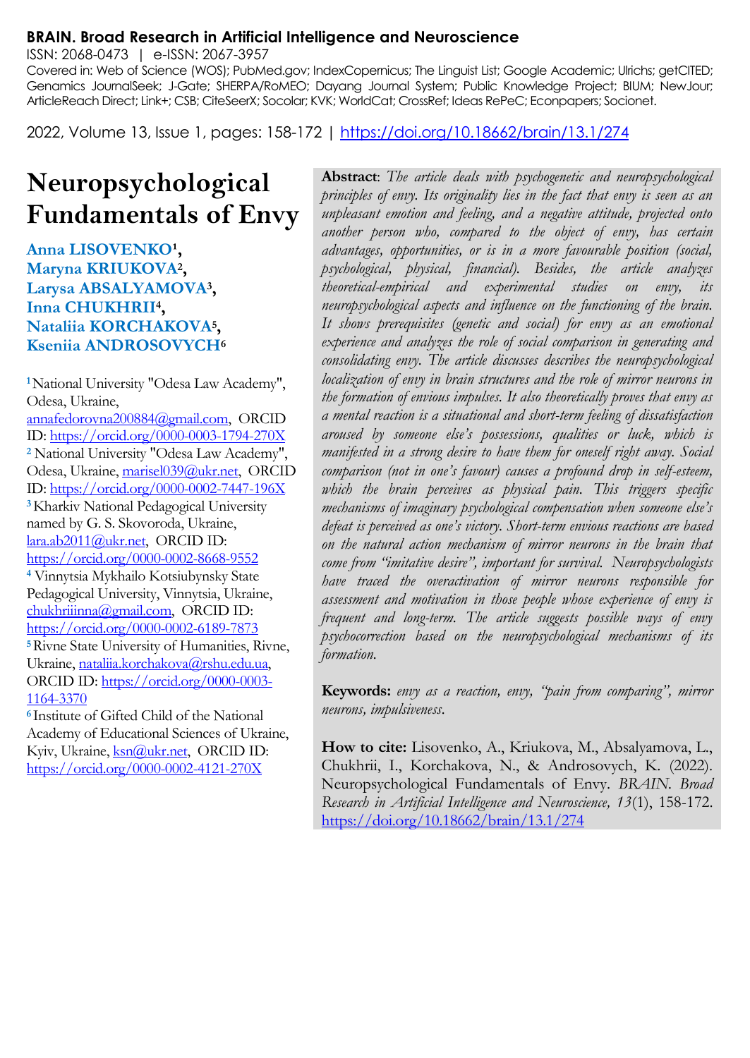**BRAIN. Broad Research in Artificial Intelligence and Neuroscience**
ISSN: 2068-0473 | e-ISSN: 2067-3957
Covered in: Web of Science (WOS); PubMed.gov; IndexCopernicus; The Linguist List; Google Academic; Ulrichs; getCITED; Genamics JournalSeek; J-Gate; SHERPA/RoMEO; Dayang Journal System; Public Knowledge Project; BIUM; NewJour; ArticleReach Direct; Link+; CSB; CiteSeerX; Socolar; KVK; WorldCat; CrossRef; Ideas RePeC; Econpapers; Socionet.

2022, Volume 13, Issue 1, pages: 158-172 | https://doi.org/10.18662/brain/13.1/274

# Neuropsychological Fundamentals of Envy

**Anna LISOVENKO[1], Maryna KRIUKOVA[2], Larysa ABSALYAMOVA[3], Inna CHUKHRII[4], Nataliia KORCHAKOVA[5], Kseniia ANDROSOVYCH[6]**

[1] National University "Odesa Law Academy", Odesa, Ukraine, annafedorovna200884@gmail.com, ORCID ID: https://orcid.org/0000-0003-1794-270X

[2] National University "Odesa Law Academy", Odesa, Ukraine, marisel039@ukr.net, ORCID ID: https://orcid.org/0000-0002-7447-196X

[3] Kharkiv National Pedagogical University named by G. S. Skovoroda, Ukraine, lara.ab2011@ukr.net, ORCID ID: https://orcid.org/0000-0002-8668-9552

[4] Vinnytsia Mykhailo Kotsiubynsky State Pedagogical University, Vinnytsia, Ukraine, chukhriiinna@gmail.com, ORCID ID: https://orcid.org/0000-0002-6189-7873

[5] Rivne State University of Humanities, Rivne, Ukraine, nataliia.korchakova@rshu.edu.ua, ORCID ID: https://orcid.org/0000-0003-1164-3370

[6] Institute of Gifted Child of the National Academy of Educational Sciences of Ukraine, Kyiv, Ukraine, ksn@ukr.net, ORCID ID: https://orcid.org/0000-0002-4121-270X

**Abstract**: *The article deals with psychogenetic and neuropsychological principles of envy. Its originality lies in the fact that envy is seen as an unpleasant emotion and feeling, and a negative attitude, projected onto another person who, compared to the object of envy, has certain advantages, opportunities, or is in a more favourable position (social, psychological, physical, financial). Besides, the article analyzes theoretical-empirical and experimental studies on envy, its neuropsychological aspects and influence on the functioning of the brain. It shows prerequisites (genetic and social) for envy as an emotional experience and analyzes the role of social comparison in generating and consolidating envy. The article discusses describes the neuropsychological localization of envy in brain structures and the role of mirror neurons in the formation of envious impulses. It also theoretically proves that envy as a mental reaction is a situational and short-term feeling of dissatisfaction aroused by someone else's possessions, qualities or luck, which is manifested in a strong desire to have them for oneself right away. Social comparison (not in one's favour) causes a profound drop in self-esteem, which the brain perceives as physical pain. This triggers specific mechanisms of imaginary psychological compensation when someone else's defeat is perceived as one's victory. Short-term envious reactions are based on the natural action mechanism of mirror neurons in the brain that come from "imitative desire", important for survival. Neuropsychologists have traced the overactivation of mirror neurons responsible for assessment and motivation in those people whose experience of envy is frequent and long-term. The article suggests possible ways of envy psychocorrection based on the neuropsychological mechanisms of its formation.*

**Keywords:** *envy as a reaction, envy, "pain from comparing", mirror neurons, impulsiveness.*

**How to cite:** Lisovenko, A., Kriukova, M., Absalyamova, L., Chukhrii, I., Korchakova, N., & Androsovych, K. (2022). Neuropsychological Fundamentals of Envy. *BRAIN. Broad Research in Artificial Intelligence and Neuroscience, 13*(1), 158-172. https://doi.org/10.18662/brain/13.1/274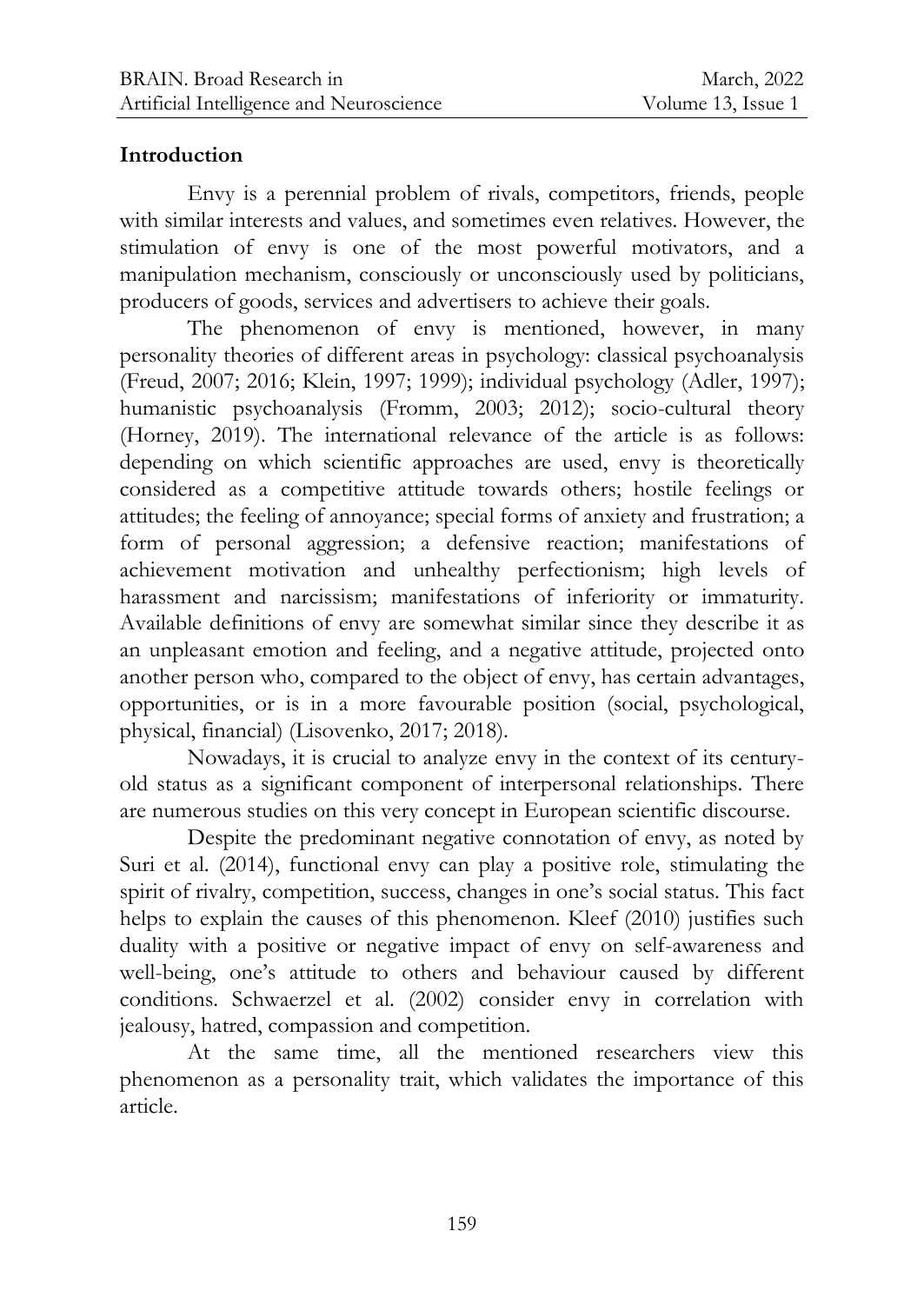## Introduction

Envy is a perennial problem of rivals, competitors, friends, people with similar interests and values, and sometimes even relatives. However, the stimulation of envy is one of the most powerful motivators, and a manipulation mechanism, consciously or unconsciously used by politicians, producers of goods, services and advertisers to achieve their goals.

The phenomenon of envy is mentioned, however, in many personality theories of different areas in psychology: classical psychoanalysis (Freud, 2007; 2016; Klein, 1997; 1999); individual psychology (Adler, 1997); humanistic psychoanalysis (Fromm, 2003; 2012); socio-cultural theory (Horney, 2019). The international relevance of the article is as follows: depending on which scientific approaches are used, envy is theoretically considered as a competitive attitude towards others; hostile feelings or attitudes; the feeling of annoyance; special forms of anxiety and frustration; a form of personal aggression; a defensive reaction; manifestations of achievement motivation and unhealthy perfectionism; high levels of harassment and narcissism; manifestations of inferiority or immaturity. Available definitions of envy are somewhat similar since they describe it as an unpleasant emotion and feeling, and a negative attitude, projected onto another person who, compared to the object of envy, has certain advantages, opportunities, or is in a more favourable position (social, psychological, physical, financial) (Lisovenko, 2017; 2018).

Nowadays, it is crucial to analyze envy in the context of its century-old status as a significant component of interpersonal relationships. There are numerous studies on this very concept in European scientific discourse.

Despite the predominant negative connotation of envy, as noted by Suri et al. (2014), functional envy can play a positive role, stimulating the spirit of rivalry, competition, success, changes in one's social status. This fact helps to explain the causes of this phenomenon. Kleef (2010) justifies such duality with a positive or negative impact of envy on self-awareness and well-being, one's attitude to others and behaviour caused by different conditions. Schwaerzel et al. (2002) consider envy in correlation with jealousy, hatred, compassion and competition.

At the same time, all the mentioned researchers view this phenomenon as a personality trait, which validates the importance of this article.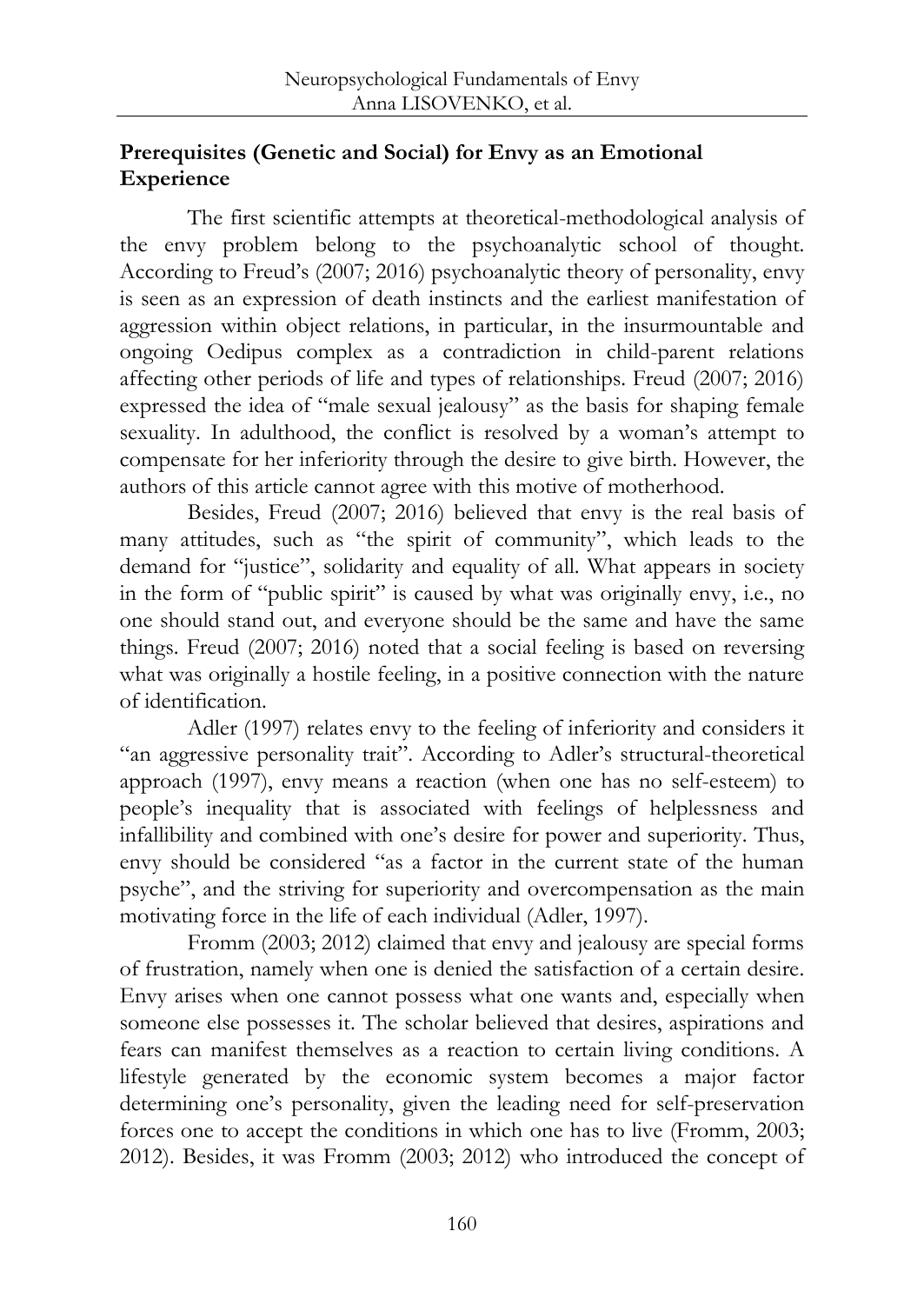## Prerequisites (Genetic and Social) for Envy as an Emotional Experience

The first scientific attempts at theoretical-methodological analysis of the envy problem belong to the psychoanalytic school of thought. According to Freud's (2007; 2016) psychoanalytic theory of personality, envy is seen as an expression of death instincts and the earliest manifestation of aggression within object relations, in particular, in the insurmountable and ongoing Oedipus complex as a contradiction in child-parent relations affecting other periods of life and types of relationships. Freud (2007; 2016) expressed the idea of "male sexual jealousy" as the basis for shaping female sexuality. In adulthood, the conflict is resolved by a woman's attempt to compensate for her inferiority through the desire to give birth. However, the authors of this article cannot agree with this motive of motherhood.

Besides, Freud (2007; 2016) believed that envy is the real basis of many attitudes, such as "the spirit of community", which leads to the demand for "justice", solidarity and equality of all. What appears in society in the form of "public spirit" is caused by what was originally envy, i.e., no one should stand out, and everyone should be the same and have the same things. Freud (2007; 2016) noted that a social feeling is based on reversing what was originally a hostile feeling, in a positive connection with the nature of identification.

Adler (1997) relates envy to the feeling of inferiority and considers it "an aggressive personality trait". According to Adler's structural-theoretical approach (1997), envy means a reaction (when one has no self-esteem) to people's inequality that is associated with feelings of helplessness and infallibility and combined with one's desire for power and superiority. Thus, envy should be considered "as a factor in the current state of the human psyche", and the striving for superiority and overcompensation as the main motivating force in the life of each individual (Adler, 1997).

Fromm (2003; 2012) claimed that envy and jealousy are special forms of frustration, namely when one is denied the satisfaction of a certain desire. Envy arises when one cannot possess what one wants and, especially when someone else possesses it. The scholar believed that desires, aspirations and fears can manifest themselves as a reaction to certain living conditions. A lifestyle generated by the economic system becomes a major factor determining one's personality, given the leading need for self-preservation forces one to accept the conditions in which one has to live (Fromm, 2003; 2012). Besides, it was Fromm (2003; 2012) who introduced the concept of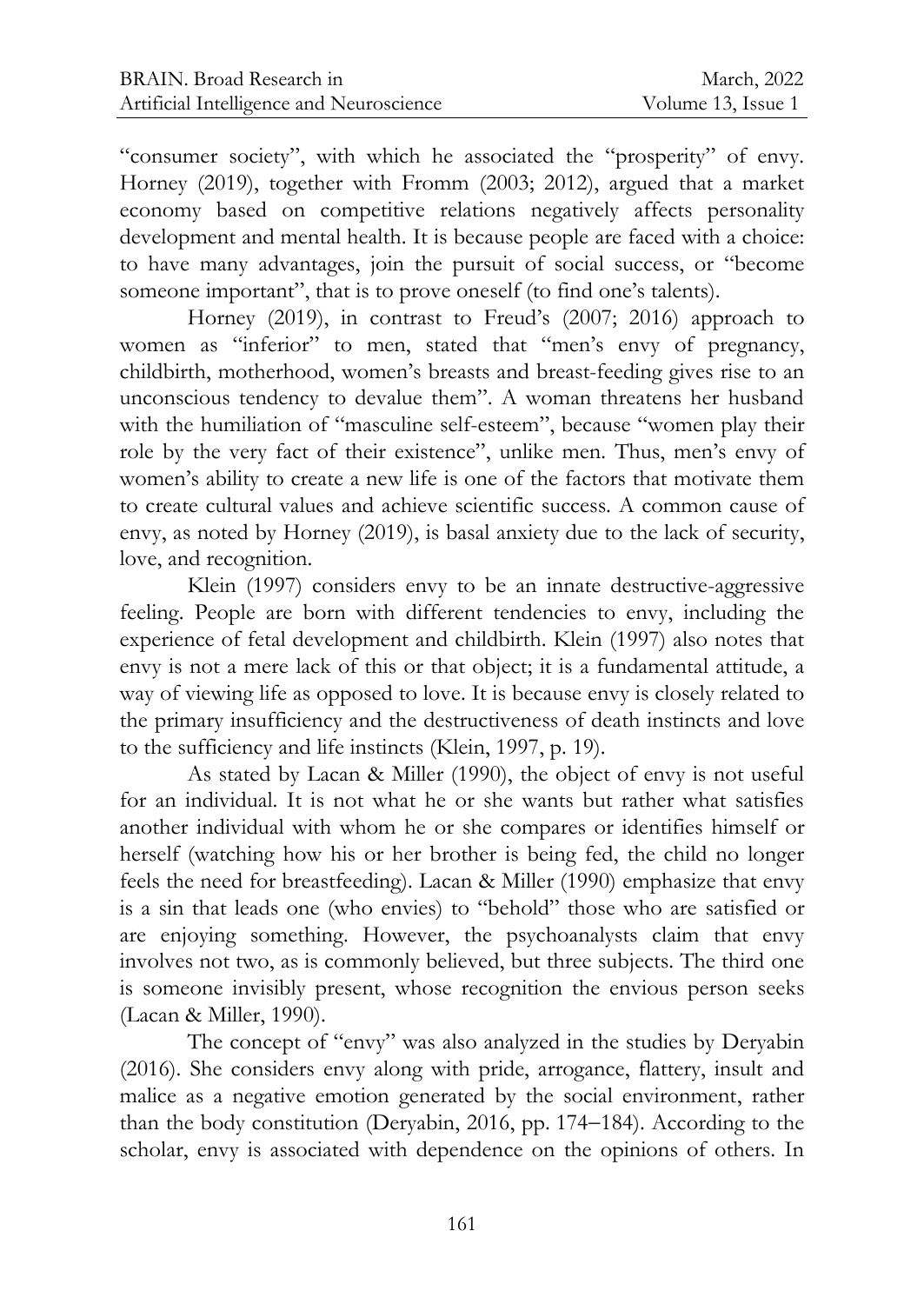"consumer society", with which he associated the "prosperity" of envy. Horney (2019), together with Fromm (2003; 2012), argued that a market economy based on competitive relations negatively affects personality development and mental health. It is because people are faced with a choice: to have many advantages, join the pursuit of social success, or "become someone important", that is to prove oneself (to find one's talents).

Horney (2019), in contrast to Freud's (2007; 2016) approach to women as "inferior" to men, stated that "men's envy of pregnancy, childbirth, motherhood, women's breasts and breast-feeding gives rise to an unconscious tendency to devalue them". A woman threatens her husband with the humiliation of "masculine self-esteem", because "women play their role by the very fact of their existence", unlike men. Thus, men's envy of women's ability to create a new life is one of the factors that motivate them to create cultural values and achieve scientific success. A common cause of envy, as noted by Horney (2019), is basal anxiety due to the lack of security, love, and recognition.

Klein (1997) considers envy to be an innate destructive-aggressive feeling. People are born with different tendencies to envy, including the experience of fetal development and childbirth. Klein (1997) also notes that envy is not a mere lack of this or that object; it is a fundamental attitude, a way of viewing life as opposed to love. It is because envy is closely related to the primary insufficiency and the destructiveness of death instincts and love to the sufficiency and life instincts (Klein, 1997, p. 19).

As stated by Lacan & Miller (1990), the object of envy is not useful for an individual. It is not what he or she wants but rather what satisfies another individual with whom he or she compares or identifies himself or herself (watching how his or her brother is being fed, the child no longer feels the need for breastfeeding). Lacan & Miller (1990) emphasize that envy is a sin that leads one (who envies) to "behold" those who are satisfied or are enjoying something. However, the psychoanalysts claim that envy involves not two, as is commonly believed, but three subjects. The third one is someone invisibly present, whose recognition the envious person seeks (Lacan & Miller, 1990).

The concept of "envy" was also analyzed in the studies by Deryabin (2016). She considers envy along with pride, arrogance, flattery, insult and malice as a negative emotion generated by the social environment, rather than the body constitution (Deryabin, 2016, pp. 174–184). According to the scholar, envy is associated with dependence on the opinions of others. In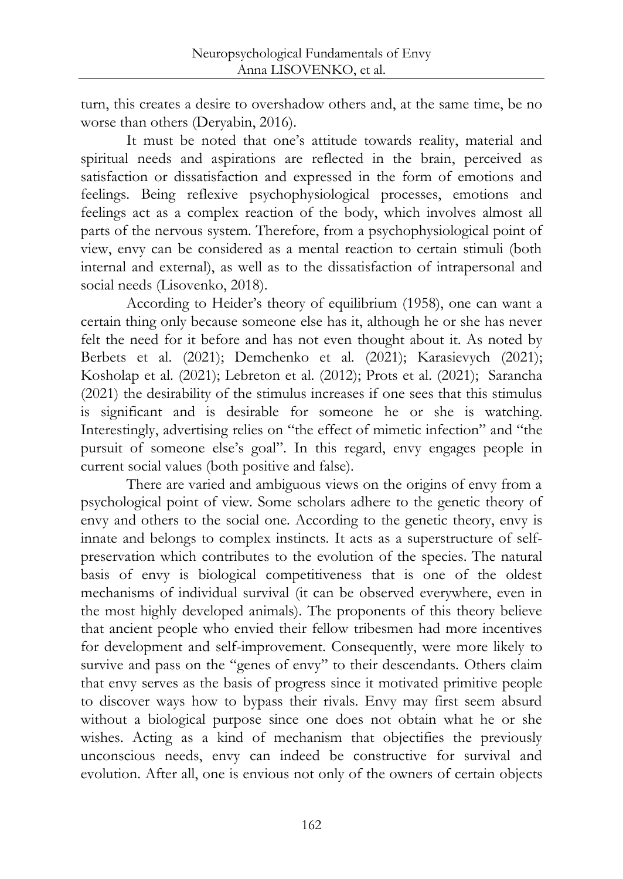turn, this creates a desire to overshadow others and, at the same time, be no worse than others (Deryabin, 2016).

It must be noted that one's attitude towards reality, material and spiritual needs and aspirations are reflected in the brain, perceived as satisfaction or dissatisfaction and expressed in the form of emotions and feelings. Being reflexive psychophysiological processes, emotions and feelings act as a complex reaction of the body, which involves almost all parts of the nervous system. Therefore, from a psychophysiological point of view, envy can be considered as a mental reaction to certain stimuli (both internal and external), as well as to the dissatisfaction of intrapersonal and social needs (Lisovenko, 2018).

According to Heider's theory of equilibrium (1958), one can want a certain thing only because someone else has it, although he or she has never felt the need for it before and has not even thought about it. As noted by Berbets et al. (2021); Demchenko et al. (2021); Karasievych (2021); Kosholap et al. (2021); Lebreton et al. (2012); Prots et al. (2021); Sarancha (2021) the desirability of the stimulus increases if one sees that this stimulus is significant and is desirable for someone he or she is watching. Interestingly, advertising relies on "the effect of mimetic infection" and "the pursuit of someone else's goal". In this regard, envy engages people in current social values (both positive and false).

There are varied and ambiguous views on the origins of envy from a psychological point of view. Some scholars adhere to the genetic theory of envy and others to the social one. According to the genetic theory, envy is innate and belongs to complex instincts. It acts as a superstructure of self-preservation which contributes to the evolution of the species. The natural basis of envy is biological competitiveness that is one of the oldest mechanisms of individual survival (it can be observed everywhere, even in the most highly developed animals). The proponents of this theory believe that ancient people who envied their fellow tribesmen had more incentives for development and self-improvement. Consequently, were more likely to survive and pass on the "genes of envy" to their descendants. Others claim that envy serves as the basis of progress since it motivated primitive people to discover ways how to bypass their rivals. Envy may first seem absurd without a biological purpose since one does not obtain what he or she wishes. Acting as a kind of mechanism that objectifies the previously unconscious needs, envy can indeed be constructive for survival and evolution. After all, one is envious not only of the owners of certain objects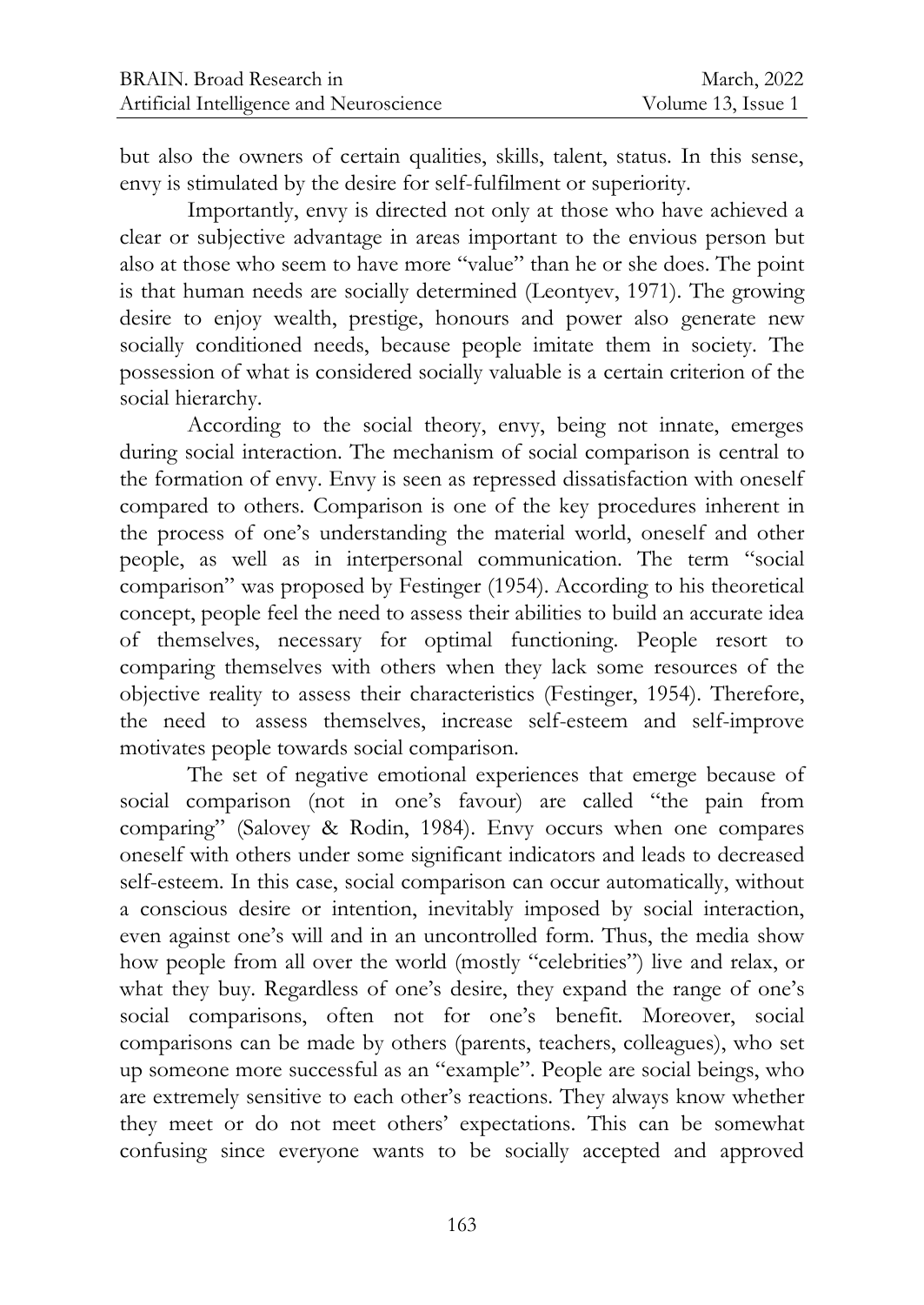but also the owners of certain qualities, skills, talent, status. In this sense, envy is stimulated by the desire for self-fulfilment or superiority.

Importantly, envy is directed not only at those who have achieved a clear or subjective advantage in areas important to the envious person but also at those who seem to have more "value" than he or she does. The point is that human needs are socially determined (Leontyev, 1971). The growing desire to enjoy wealth, prestige, honours and power also generate new socially conditioned needs, because people imitate them in society. The possession of what is considered socially valuable is a certain criterion of the social hierarchy.

According to the social theory, envy, being not innate, emerges during social interaction. The mechanism of social comparison is central to the formation of envy. Envy is seen as repressed dissatisfaction with oneself compared to others. Comparison is one of the key procedures inherent in the process of one's understanding the material world, oneself and other people, as well as in interpersonal communication. The term "social comparison" was proposed by Festinger (1954). According to his theoretical concept, people feel the need to assess their abilities to build an accurate idea of themselves, necessary for optimal functioning. People resort to comparing themselves with others when they lack some resources of the objective reality to assess their characteristics (Festinger, 1954). Therefore, the need to assess themselves, increase self-esteem and self-improve motivates people towards social comparison.

The set of negative emotional experiences that emerge because of social comparison (not in one's favour) are called "the pain from comparing" (Salovey & Rodin, 1984). Envy occurs when one compares oneself with others under some significant indicators and leads to decreased self-esteem. In this case, social comparison can occur automatically, without a conscious desire or intention, inevitably imposed by social interaction, even against one's will and in an uncontrolled form. Thus, the media show how people from all over the world (mostly "celebrities") live and relax, or what they buy. Regardless of one's desire, they expand the range of one's social comparisons, often not for one's benefit. Moreover, social comparisons can be made by others (parents, teachers, colleagues), who set up someone more successful as an "example". People are social beings, who are extremely sensitive to each other's reactions. They always know whether they meet or do not meet others' expectations. This can be somewhat confusing since everyone wants to be socially accepted and approved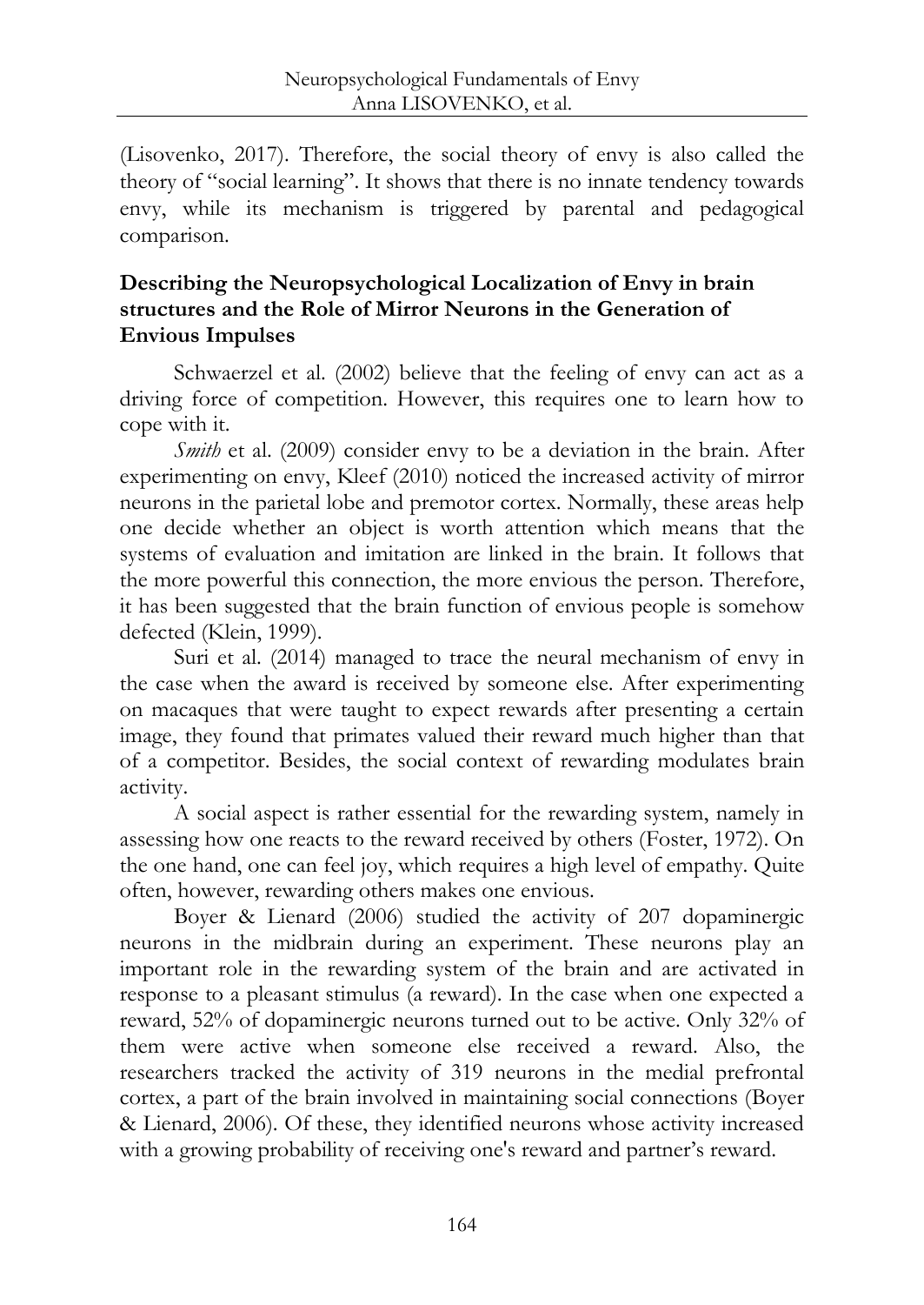(Lisovenko, 2017). Therefore, the social theory of envy is also called the theory of "social learning". It shows that there is no innate tendency towards envy, while its mechanism is triggered by parental and pedagogical comparison.

## Describing the Neuropsychological Localization of Envy in brain structures and the Role of Mirror Neurons in the Generation of Envious Impulses

Schwaerzel et al. (2002) believe that the feeling of envy can act as a driving force of competition. However, this requires one to learn how to cope with it.

*Smith* et al. (2009) consider envy to be a deviation in the brain. After experimenting on envy, Kleef (2010) noticed the increased activity of mirror neurons in the parietal lobe and premotor cortex. Normally, these areas help one decide whether an object is worth attention which means that the systems of evaluation and imitation are linked in the brain. It follows that the more powerful this connection, the more envious the person. Therefore, it has been suggested that the brain function of envious people is somehow defected (Klein, 1999).

Suri et al. (2014) managed to trace the neural mechanism of envy in the case when the award is received by someone else. After experimenting on macaques that were taught to expect rewards after presenting a certain image, they found that primates valued their reward much higher than that of a competitor. Besides, the social context of rewarding modulates brain activity.

A social aspect is rather essential for the rewarding system, namely in assessing how one reacts to the reward received by others (Foster, 1972). On the one hand, one can feel joy, which requires a high level of empathy. Quite often, however, rewarding others makes one envious.

Boyer & Lienard (2006) studied the activity of 207 dopaminergic neurons in the midbrain during an experiment. These neurons play an important role in the rewarding system of the brain and are activated in response to a pleasant stimulus (a reward). In the case when one expected a reward, 52% of dopaminergic neurons turned out to be active. Only 32% of them were active when someone else received a reward. Also, the researchers tracked the activity of 319 neurons in the medial prefrontal cortex, a part of the brain involved in maintaining social connections (Boyer & Lienard, 2006). Of these, they identified neurons whose activity increased with a growing probability of receiving one's reward and partner's reward.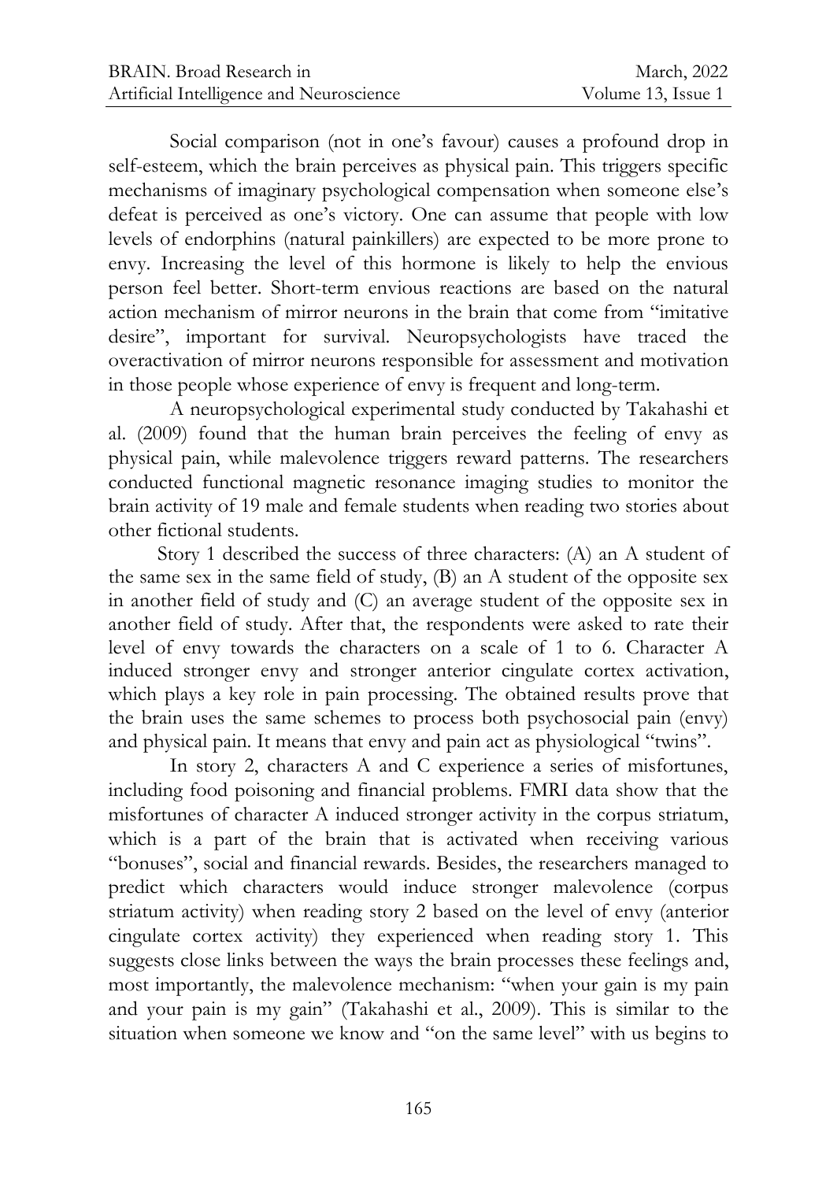Social comparison (not in one's favour) causes a profound drop in self-esteem, which the brain perceives as physical pain. This triggers specific mechanisms of imaginary psychological compensation when someone else's defeat is perceived as one's victory. One can assume that people with low levels of endorphins (natural painkillers) are expected to be more prone to envy. Increasing the level of this hormone is likely to help the envious person feel better. Short-term envious reactions are based on the natural action mechanism of mirror neurons in the brain that come from "imitative desire", important for survival. Neuropsychologists have traced the overactivation of mirror neurons responsible for assessment and motivation in those people whose experience of envy is frequent and long-term.

A neuropsychological experimental study conducted by Takahashi et al. (2009) found that the human brain perceives the feeling of envy as physical pain, while malevolence triggers reward patterns. The researchers conducted functional magnetic resonance imaging studies to monitor the brain activity of 19 male and female students when reading two stories about other fictional students.

Story 1 described the success of three characters: (A) an A student of the same sex in the same field of study, (B) an A student of the opposite sex in another field of study and (C) an average student of the opposite sex in another field of study. After that, the respondents were asked to rate their level of envy towards the characters on a scale of 1 to 6. Character A induced stronger envy and stronger anterior cingulate cortex activation, which plays a key role in pain processing. The obtained results prove that the brain uses the same schemes to process both psychosocial pain (envy) and physical pain. It means that envy and pain act as physiological "twins".

In story 2, characters A and C experience a series of misfortunes, including food poisoning and financial problems. FMRI data show that the misfortunes of character A induced stronger activity in the corpus striatum, which is a part of the brain that is activated when receiving various "bonuses", social and financial rewards. Besides, the researchers managed to predict which characters would induce stronger malevolence (corpus striatum activity) when reading story 2 based on the level of envy (anterior cingulate cortex activity) they experienced when reading story 1. This suggests close links between the ways the brain processes these feelings and, most importantly, the malevolence mechanism: "when your gain is my pain and your pain is my gain" (Takahashi et al., 2009). This is similar to the situation when someone we know and "on the same level" with us begins to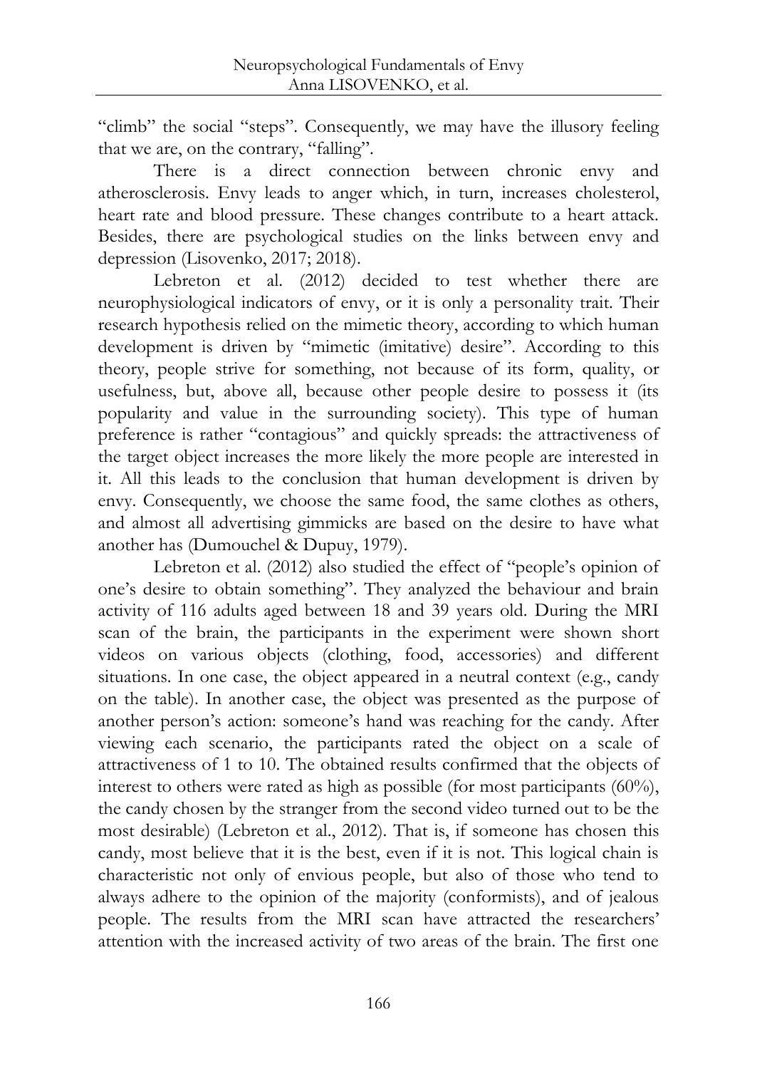"climb" the social "steps". Consequently, we may have the illusory feeling that we are, on the contrary, "falling".

There is a direct connection between chronic envy and atherosclerosis. Envy leads to anger which, in turn, increases cholesterol, heart rate and blood pressure. These changes contribute to a heart attack. Besides, there are psychological studies on the links between envy and depression (Lisovenko, 2017; 2018).

Lebreton et al. (2012) decided to test whether there are neurophysiological indicators of envy, or it is only a personality trait. Their research hypothesis relied on the mimetic theory, according to which human development is driven by "mimetic (imitative) desire". According to this theory, people strive for something, not because of its form, quality, or usefulness, but, above all, because other people desire to possess it (its popularity and value in the surrounding society). This type of human preference is rather "contagious" and quickly spreads: the attractiveness of the target object increases the more likely the more people are interested in it. All this leads to the conclusion that human development is driven by envy. Consequently, we choose the same food, the same clothes as others, and almost all advertising gimmicks are based on the desire to have what another has (Dumouchel & Dupuy, 1979).

Lebreton et al. (2012) also studied the effect of "people's opinion of one's desire to obtain something". They analyzed the behaviour and brain activity of 116 adults aged between 18 and 39 years old. During the MRI scan of the brain, the participants in the experiment were shown short videos on various objects (clothing, food, accessories) and different situations. In one case, the object appeared in a neutral context (e.g., candy on the table). In another case, the object was presented as the purpose of another person's action: someone's hand was reaching for the candy. After viewing each scenario, the participants rated the object on a scale of attractiveness of 1 to 10. The obtained results confirmed that the objects of interest to others were rated as high as possible (for most participants (60%), the candy chosen by the stranger from the second video turned out to be the most desirable) (Lebreton et al., 2012). That is, if someone has chosen this candy, most believe that it is the best, even if it is not. This logical chain is characteristic not only of envious people, but also of those who tend to always adhere to the opinion of the majority (conformists), and of jealous people. The results from the MRI scan have attracted the researchers' attention with the increased activity of two areas of the brain. The first one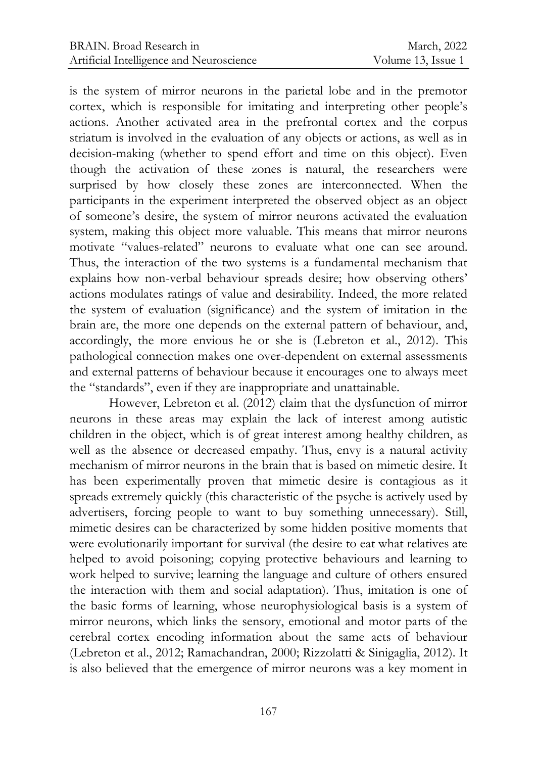is the system of mirror neurons in the parietal lobe and in the premotor cortex, which is responsible for imitating and interpreting other people's actions. Another activated area in the prefrontal cortex and the corpus striatum is involved in the evaluation of any objects or actions, as well as in decision-making (whether to spend effort and time on this object). Even though the activation of these zones is natural, the researchers were surprised by how closely these zones are interconnected. When the participants in the experiment interpreted the observed object as an object of someone's desire, the system of mirror neurons activated the evaluation system, making this object more valuable. This means that mirror neurons motivate "values-related" neurons to evaluate what one can see around. Thus, the interaction of the two systems is a fundamental mechanism that explains how non-verbal behaviour spreads desire; how observing others' actions modulates ratings of value and desirability. Indeed, the more related the system of evaluation (significance) and the system of imitation in the brain are, the more one depends on the external pattern of behaviour, and, accordingly, the more envious he or she is (Lebreton et al., 2012). This pathological connection makes one over-dependent on external assessments and external patterns of behaviour because it encourages one to always meet the "standards", even if they are inappropriate and unattainable.

However, Lebreton et al. (2012) claim that the dysfunction of mirror neurons in these areas may explain the lack of interest among autistic children in the object, which is of great interest among healthy children, as well as the absence or decreased empathy. Thus, envy is a natural activity mechanism of mirror neurons in the brain that is based on mimetic desire. It has been experimentally proven that mimetic desire is contagious as it spreads extremely quickly (this characteristic of the psyche is actively used by advertisers, forcing people to want to buy something unnecessary). Still, mimetic desires can be characterized by some hidden positive moments that were evolutionarily important for survival (the desire to eat what relatives ate helped to avoid poisoning; copying protective behaviours and learning to work helped to survive; learning the language and culture of others ensured the interaction with them and social adaptation). Thus, imitation is one of the basic forms of learning, whose neurophysiological basis is a system of mirror neurons, which links the sensory, emotional and motor parts of the cerebral cortex encoding information about the same acts of behaviour (Lebreton et al., 2012; Ramachandran, 2000; Rizzolatti & Sinigaglia, 2012). It is also believed that the emergence of mirror neurons was a key moment in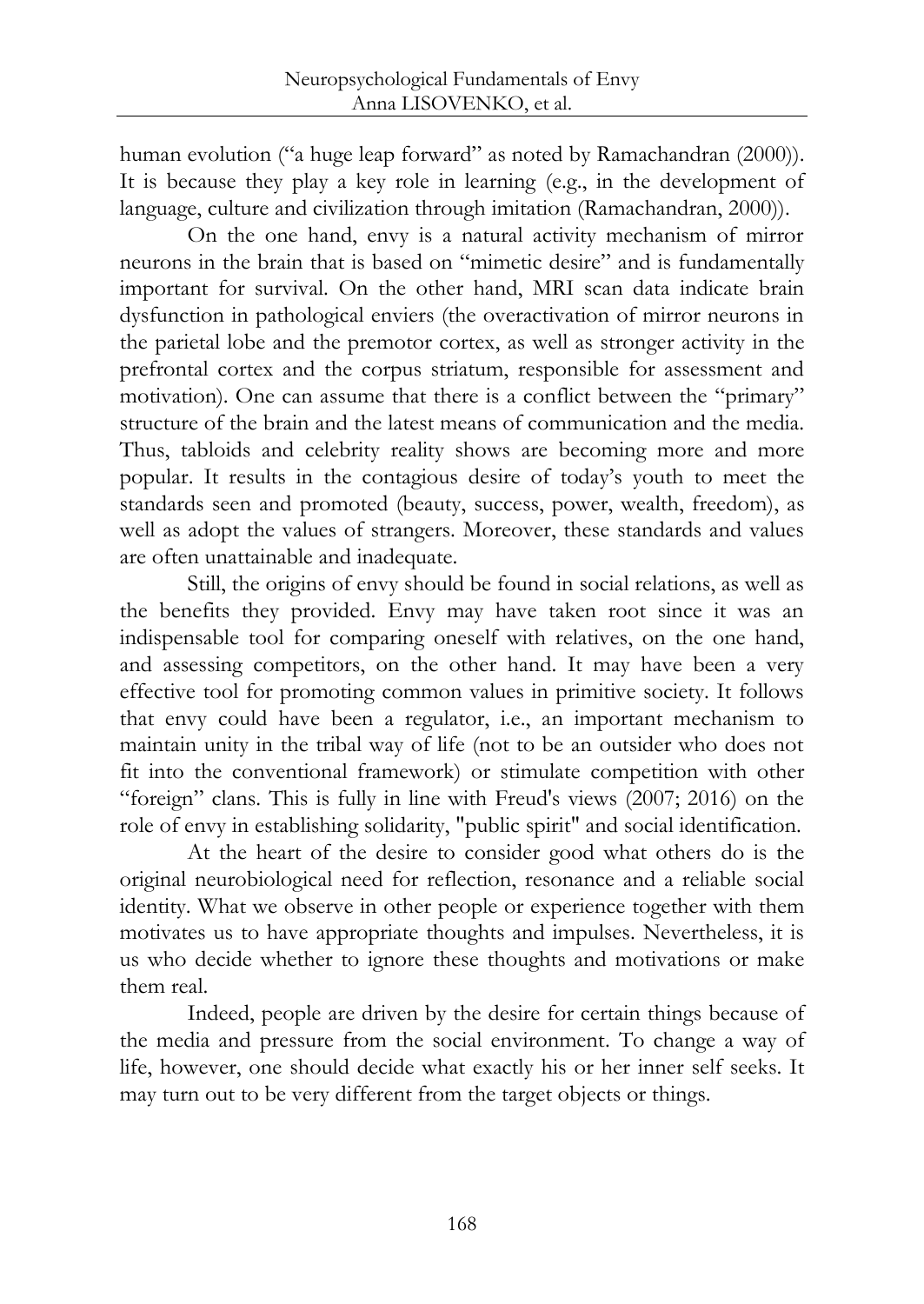human evolution ("a huge leap forward" as noted by Ramachandran (2000)). It is because they play a key role in learning (e.g., in the development of language, culture and civilization through imitation (Ramachandran, 2000)).

On the one hand, envy is a natural activity mechanism of mirror neurons in the brain that is based on "mimetic desire" and is fundamentally important for survival. On the other hand, MRI scan data indicate brain dysfunction in pathological enviers (the overactivation of mirror neurons in the parietal lobe and the premotor cortex, as well as stronger activity in the prefrontal cortex and the corpus striatum, responsible for assessment and motivation). One can assume that there is a conflict between the "primary" structure of the brain and the latest means of communication and the media. Thus, tabloids and celebrity reality shows are becoming more and more popular. It results in the contagious desire of today's youth to meet the standards seen and promoted (beauty, success, power, wealth, freedom), as well as adopt the values of strangers. Moreover, these standards and values are often unattainable and inadequate.

Still, the origins of envy should be found in social relations, as well as the benefits they provided. Envy may have taken root since it was an indispensable tool for comparing oneself with relatives, on the one hand, and assessing competitors, on the other hand. It may have been a very effective tool for promoting common values in primitive society. It follows that envy could have been a regulator, i.e., an important mechanism to maintain unity in the tribal way of life (not to be an outsider who does not fit into the conventional framework) or stimulate competition with other "foreign" clans. This is fully in line with Freud's views (2007; 2016) on the role of envy in establishing solidarity, "public spirit" and social identification.

At the heart of the desire to consider good what others do is the original neurobiological need for reflection, resonance and a reliable social identity. What we observe in other people or experience together with them motivates us to have appropriate thoughts and impulses. Nevertheless, it is us who decide whether to ignore these thoughts and motivations or make them real.

Indeed, people are driven by the desire for certain things because of the media and pressure from the social environment. To change a way of life, however, one should decide what exactly his or her inner self seeks. It may turn out to be very different from the target objects or things.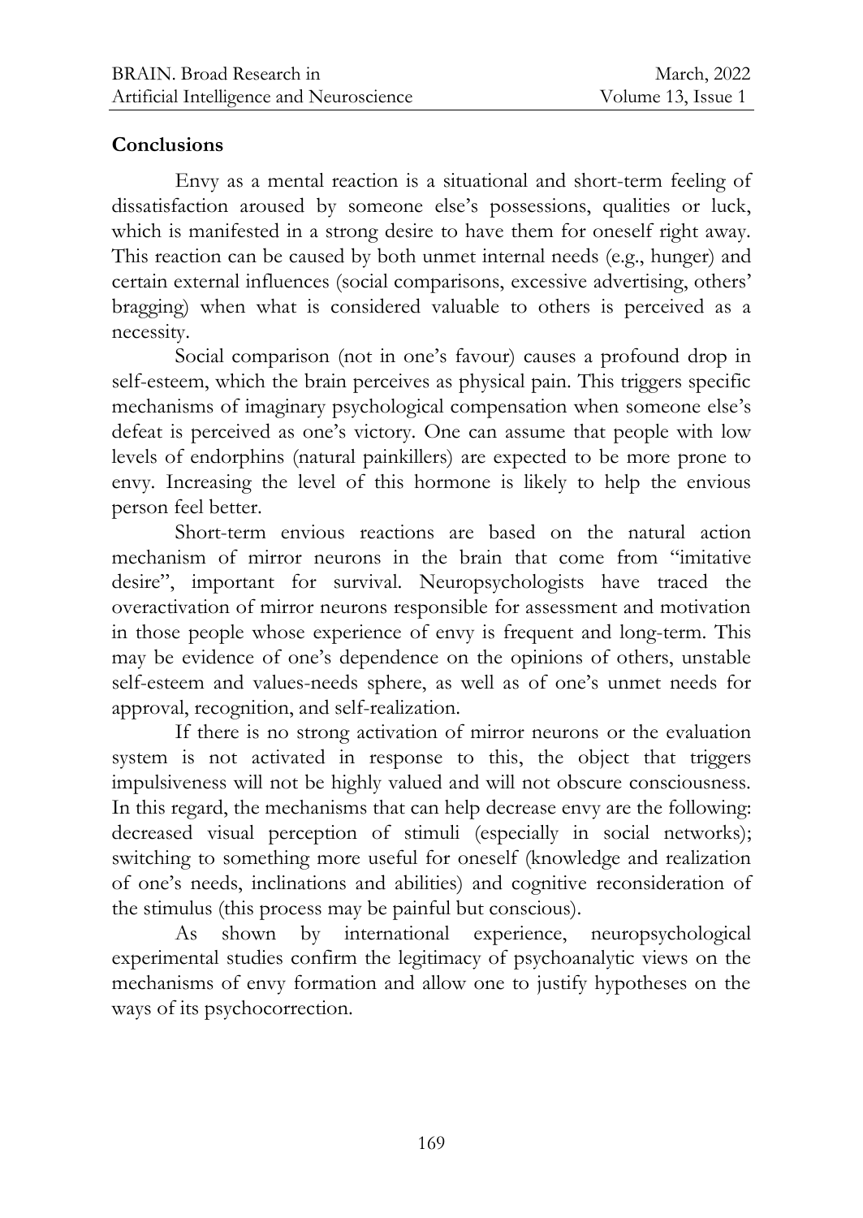## Conclusions

Envy as a mental reaction is a situational and short-term feeling of dissatisfaction aroused by someone else's possessions, qualities or luck, which is manifested in a strong desire to have them for oneself right away. This reaction can be caused by both unmet internal needs (e.g., hunger) and certain external influences (social comparisons, excessive advertising, others' bragging) when what is considered valuable to others is perceived as a necessity.

Social comparison (not in one's favour) causes a profound drop in self-esteem, which the brain perceives as physical pain. This triggers specific mechanisms of imaginary psychological compensation when someone else's defeat is perceived as one's victory. One can assume that people with low levels of endorphins (natural painkillers) are expected to be more prone to envy. Increasing the level of this hormone is likely to help the envious person feel better.

Short-term envious reactions are based on the natural action mechanism of mirror neurons in the brain that come from "imitative desire", important for survival. Neuropsychologists have traced the overactivation of mirror neurons responsible for assessment and motivation in those people whose experience of envy is frequent and long-term. This may be evidence of one's dependence on the opinions of others, unstable self-esteem and values-needs sphere, as well as of one's unmet needs for approval, recognition, and self-realization.

If there is no strong activation of mirror neurons or the evaluation system is not activated in response to this, the object that triggers impulsiveness will not be highly valued and will not obscure consciousness. In this regard, the mechanisms that can help decrease envy are the following: decreased visual perception of stimuli (especially in social networks); switching to something more useful for oneself (knowledge and realization of one's needs, inclinations and abilities) and cognitive reconsideration of the stimulus (this process may be painful but conscious).

As shown by international experience, neuropsychological experimental studies confirm the legitimacy of psychoanalytic views on the mechanisms of envy formation and allow one to justify hypotheses on the ways of its psychocorrection.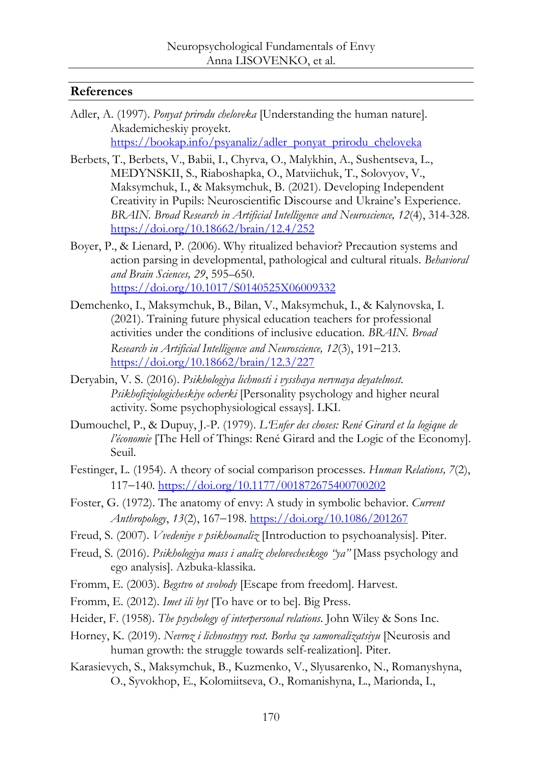## References

Adler, A. (1997). *Ponyat prirodu cheloveka* [Understanding the human nature]. Akademicheskiy proyekt. https://bookap.info/psyanaliz/adler_ponyat_prirodu_cheloveka

Berbets, T., Berbets, V., Babii, I., Chyrva, O., Malykhin, A., Sushentseva, L., MEDYNSKII, S., Riaboshapka, O., Matviichuk, T., Solovyov, V., Maksymchuk, I., & Maksymchuk, B. (2021). Developing Independent Creativity in Pupils: Neuroscientific Discourse and Ukraine's Experience. *BRAIN. Broad Research in Artificial Intelligence and Neuroscience, 12*(4), 314-328. https://doi.org/10.18662/brain/12.4/252

Boyer, P., & Lienard, P. (2006). Why ritualized behavior? Precaution systems and action parsing in developmental, pathological and cultural rituals. *Behavioral and Brain Sciences, 29*, 595–650. https://doi.org/10.1017/S0140525X06009332

Demchenko, I., Maksymchuk, B., Bilan, V., Maksymchuk, I., & Kalynovska, I. (2021). Training future physical education teachers for professional activities under the conditions of inclusive education. *BRAIN. Broad Research in Artificial Intelligence and Neuroscience, 12*(3), 191–213. https://doi.org/10.18662/brain/12.3/227

Deryabin, V. S. (2016). *Psikhologiya lichnosti i vysshaya nervnaya deyatelnost. Psikhofiziologicheskiye ocherki* [Personality psychology and higher neural activity. Some psychophysiological essays]. LKI.

Dumouchel, P., & Dupuy, J.-P. (1979). *L'Enfer des choses: René Girard et la logique de l'économie* [The Hell of Things: René Girard and the Logic of the Economy]. Seuil.

Festinger, L. (1954). A theory of social comparison processes. *Human Relations, 7*(2), 117–140. https://doi.org/10.1177/001872675400700202

Foster, G. (1972). The anatomy of envy: A study in symbolic behavior. *Current Anthropology*, *13*(2), 167–198. https://doi.org/10.1086/201267

Freud, S. (2007). *Vvedeniye v psikhoanaliz* [Introduction to psychoanalysis]. Piter.

Freud, S. (2016). *Psikhologiya mass i analiz chelovecheskogo "ya"* [Mass psychology and ego analysis]. Azbuka-klassika.

Fromm, E. (2003). *Begstvo ot svobody* [Escape from freedom]. Harvest.

Fromm, E. (2012). *Imet ili byt* [To have or to be]. Big Press.

Heider, F. (1958). *The psychology of interpersonal relations*. John Wiley & Sons Inc.

Horney, K. (2019). *Nevroz i lichnostnyy rost. Borba za samorealizatsiyu* [Neurosis and human growth: the struggle towards self-realization]. Piter.

Karasievych, S., Maksymchuk, B., Kuzmenko, V., Slyusarenko, N., Romanyshyna, O., Syvokhop, E., Kolomiitseva, O., Romanishyna, L., Marionda, I.,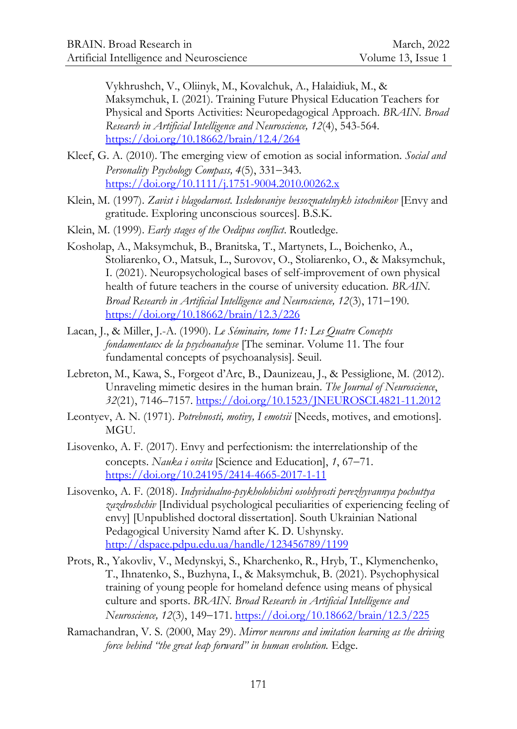Vykhrushch, V., Oliinyk, M., Kovalchuk, A., Halaidiuk, M., & Maksymchuk, I. (2021). Training Future Physical Education Teachers for Physical and Sports Activities: Neuropedagogical Approach. *BRAIN. Broad Research in Artificial Intelligence and Neuroscience, 12*(4), 543-564. https://doi.org/10.18662/brain/12.4/264

Kleef, G. A. (2010). The emerging view of emotion as social information. *Social and Personality Psychology Compass, 4*(5), 331–343. https://doi.org/10.1111/j.1751-9004.2010.00262.x

Klein, M. (1997). *Zavist i blagodarnost. Issledovaniye bessoznatelnykh istochnikov* [Envy and gratitude. Exploring unconscious sources]. B.S.K.

Klein, M. (1999). *Early stages of the Oedipus conflict*. Routledge.

Kosholap, A., Maksymchuk, B., Branitska, T., Martynets, L., Boichenko, A., Stoliarenko, O., Matsuk, L., Surovov, O., Stoliarenko, O., & Maksymchuk, I. (2021). Neuropsychological bases of self-improvement of own physical health of future teachers in the course of university education. *BRAIN. Broad Research in Artificial Intelligence and Neuroscience, 12*(3), 171–190. https://doi.org/10.18662/brain/12.3/226

Lacan, J., & Miller, J.-A. (1990). *Le Séminaire, tome 11: Les Quatre Concepts fondamentaux de la psychoanalyse* [The seminar. Volume 11. The four fundamental concepts of psychoanalysis]. Seuil.

Lebreton, M., Kawa, S., Forgeot d'Arc, B., Daunizeau, J., & Pessiglione, M. (2012). Unraveling mimetic desires in the human brain. *The Journal of Neuroscience*, *32*(21), 7146–7157. https://doi.org/10.1523/JNEUROSCI.4821-11.2012

Leontyev, A. N. (1971). *Potrebnosti, motivy, I emotsii* [Needs, motives, and emotions]. MGU.

Lisovenko, A. F. (2017). Envy and perfectionism: the interrelationship of the concepts. *Nauka i osvita* [Science and Education], *1*, 67–71. https://doi.org/10.24195/2414-4665-2017-1-11

Lisovenko, A. F. (2018). *Indyvidualno-psykholohichni osoblyvosti perezhyvannya pochuttya zazdroshchiv* [Individual psychological peculiarities of experiencing feeling of envy] [Unpublished doctoral dissertation]. South Ukrainian National Pedagogical University Namd after K. D. Ushynsky. http://dspace.pdpu.edu.ua/handle/123456789/1199

Prots, R., Yakovliv, V., Medynskyi, S., Kharchenko, R., Hryb, T., Klymenchenko, T., Ihnatenko, S., Buzhyna, I., & Maksymchuk, B. (2021). Psychophysical training of young people for homeland defence using means of physical culture and sports. *BRAIN. Broad Research in Artificial Intelligence and Neuroscience, 12*(3), 149–171. https://doi.org/10.18662/brain/12.3/225

Ramachandran, V. S. (2000, May 29). *Mirror neurons and imitation learning as the driving force behind "the great leap forward" in human evolution.* Edge.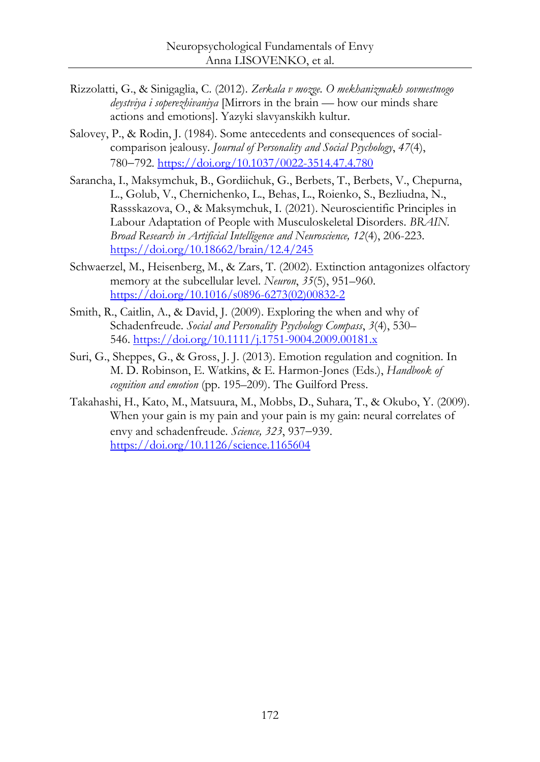Rizzolatti, G., & Sinigaglia, C. (2012). *Zerkala v mozge. O mekhanizmakh sovmestnogo deystviya i soperezhivaniya* [Mirrors in the brain — how our minds share actions and emotions]. Yazyki slavyanskikh kultur.

Salovey, P., & Rodin, J. (1984). Some antecedents and consequences of social-comparison jealousy. *Journal of Personality and Social Psychology*, *47*(4), 780–792. https://doi.org/10.1037/0022-3514.47.4.780

Sarancha, I., Maksymchuk, B., Gordiichuk, G., Berbets, T., Berbets, V., Chepurna, L., Golub, V., Chernichenko, L., Behas, L., Roienko, S., Bezliudna, N., Rassskazova, O., & Maksymchuk, I. (2021). Neuroscientific Principles in Labour Adaptation of People with Musculoskeletal Disorders. *BRAIN. Broad Research in Artificial Intelligence and Neuroscience, 12*(4), 206-223. https://doi.org/10.18662/brain/12.4/245

Schwaerzel, M., Heisenberg, M., & Zars, T. (2002). Extinction antagonizes olfactory memory at the subcellular level. *Neuron*, *35*(5), 951–960. https://doi.org/10.1016/s0896-6273(02)00832-2

Smith, R., Caitlin, A., & David, J. (2009). Exploring the when and why of Schadenfreude. *Social and Personality Psychology Compass*, *3*(4), 530–546. https://doi.org/10.1111/j.1751-9004.2009.00181.x

Suri, G., Sheppes, G., & Gross, J. J. (2013). Emotion regulation and cognition. In M. D. Robinson, E. Watkins, & E. Harmon-Jones (Eds.), *Handbook of cognition and emotion* (pp. 195–209). The Guilford Press.

Takahashi, H., Kato, M., Matsuura, M., Mobbs, D., Suhara, T., & Okubo, Y. (2009). When your gain is my pain and your pain is my gain: neural correlates of envy and schadenfreude. *Science, 323*, 937–939. https://doi.org/10.1126/science.1165604